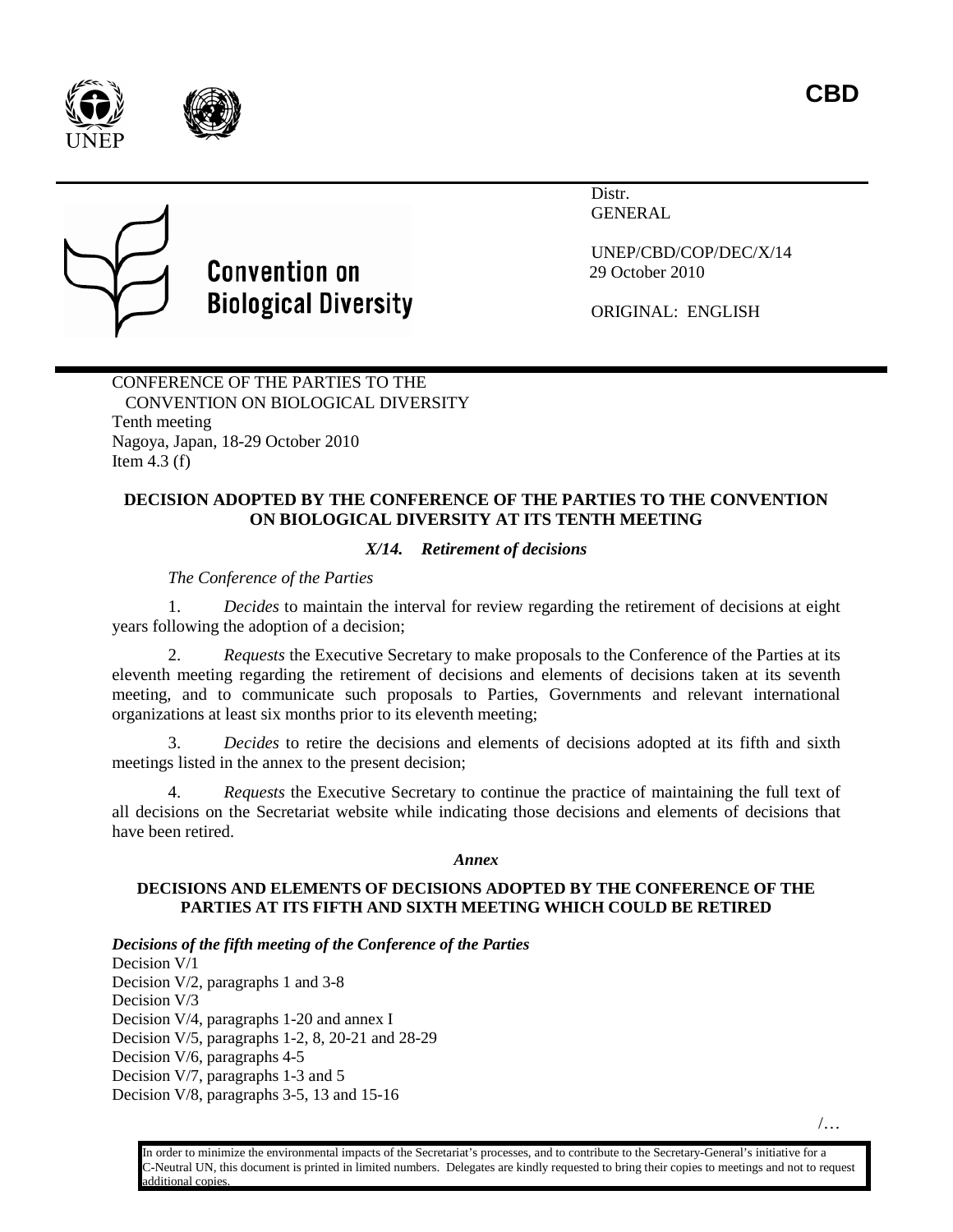CBD

UNEP

**Convention on Biological Diversity**

Distr.
GENERAL

UNEP/CBD/COP/DEC/X/14
29 October 2010

ORIGINAL: ENGLISH

CONFERENCE OF THE PARTIES TO THE CONVENTION ON BIOLOGICAL DIVERSITY
Tenth meeting
Nagoya, Japan, 18-29 October 2010
Item 4.3 (f)

## DECISION ADOPTED BY THE CONFERENCE OF THE PARTIES TO THE CONVENTION ON BIOLOGICAL DIVERSITY AT ITS TENTH MEETING

### *X/14. Retirement of decisions*

*The Conference of the Parties*

1. *Decides* to maintain the interval for review regarding the retirement of decisions at eight years following the adoption of a decision;

2. *Requests* the Executive Secretary to make proposals to the Conference of the Parties at its eleventh meeting regarding the retirement of decisions and elements of decisions taken at its seventh meeting, and to communicate such proposals to Parties, Governments and relevant international organizations at least six months prior to its eleventh meeting;

3. *Decides* to retire the decisions and elements of decisions adopted at its fifth and sixth meetings listed in the annex to the present decision;

4. *Requests* the Executive Secretary to continue the practice of maintaining the full text of all decisions on the Secretariat website while indicating those decisions and elements of decisions that have been retired.

***Annex***

**DECISIONS AND ELEMENTS OF DECISIONS ADOPTED BY THE CONFERENCE OF THE PARTIES AT ITS FIFTH AND SIXTH MEETING WHICH COULD BE RETIRED**

***Decisions of the fifth meeting of the Conference of the Parties***

Decision V/1
Decision V/2, paragraphs 1 and 3-8
Decision V/3
Decision V/4, paragraphs 1-20 and annex I
Decision V/5, paragraphs 1-2, 8, 20-21 and 28-29
Decision V/6, paragraphs 4-5
Decision V/7, paragraphs 1-3 and 5
Decision V/8, paragraphs 3-5, 13 and 15-16

/…

In order to minimize the environmental impacts of the Secretariat's processes, and to contribute to the Secretary-General's initiative for a C-Neutral UN, this document is printed in limited numbers. Delegates are kindly requested to bring their copies to meetings and not to request additional copies.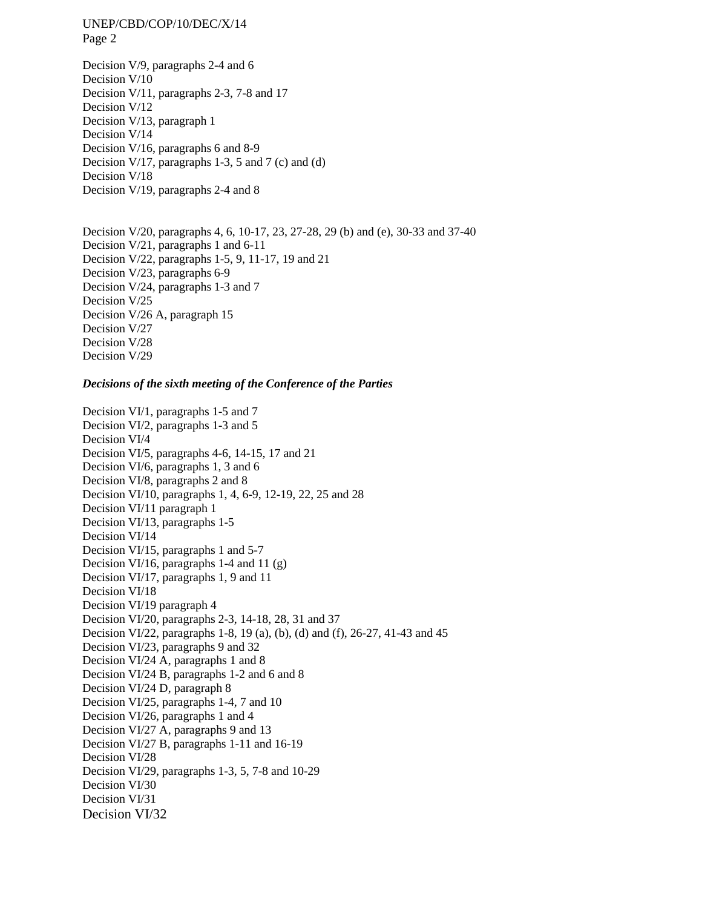Decision V/9, paragraphs 2-4 and 6
Decision V/10
Decision V/11, paragraphs 2-3, 7-8 and 17
Decision V/12
Decision V/13, paragraph 1
Decision V/14
Decision V/16, paragraphs 6 and 8-9
Decision V/17, paragraphs 1-3, 5 and 7 (c) and (d)
Decision V/18
Decision V/19, paragraphs 2-4 and 8

Decision V/20, paragraphs 4, 6, 10-17, 23, 27-28, 29 (b) and (e), 30-33 and 37-40
Decision V/21, paragraphs 1 and 6-11
Decision V/22, paragraphs 1-5, 9, 11-17, 19 and 21
Decision V/23, paragraphs 6-9
Decision V/24, paragraphs 1-3 and 7
Decision V/25
Decision V/26 A, paragraph 15
Decision V/27
Decision V/28
Decision V/29

***Decisions of the sixth meeting of the Conference of the Parties***

Decision VI/1, paragraphs 1-5 and 7
Decision VI/2, paragraphs 1-3 and 5
Decision VI/4
Decision VI/5, paragraphs 4-6, 14-15, 17 and 21
Decision VI/6, paragraphs 1, 3 and 6
Decision VI/8, paragraphs 2 and 8
Decision VI/10, paragraphs 1, 4, 6-9, 12-19, 22, 25 and 28
Decision VI/11 paragraph 1
Decision VI/13, paragraphs 1-5
Decision VI/14
Decision VI/15, paragraphs 1 and 5-7
Decision VI/16, paragraphs 1-4 and 11 (g)
Decision VI/17, paragraphs 1, 9 and 11
Decision VI/18
Decision VI/19 paragraph 4
Decision VI/20, paragraphs 2-3, 14-18, 28, 31 and 37
Decision VI/22, paragraphs 1-8, 19 (a), (b), (d) and (f), 26-27, 41-43 and 45
Decision VI/23, paragraphs 9 and 32
Decision VI/24 A, paragraphs 1 and 8
Decision VI/24 B, paragraphs 1-2 and 6 and 8
Decision VI/24 D, paragraph 8
Decision VI/25, paragraphs 1-4, 7 and 10
Decision VI/26, paragraphs 1 and 4
Decision VI/27 A, paragraphs 9 and 13
Decision VI/27 B, paragraphs 1-11 and 16-19
Decision VI/28
Decision VI/29, paragraphs 1-3, 5, 7-8 and 10-29
Decision VI/30
Decision VI/31
Decision VI/32